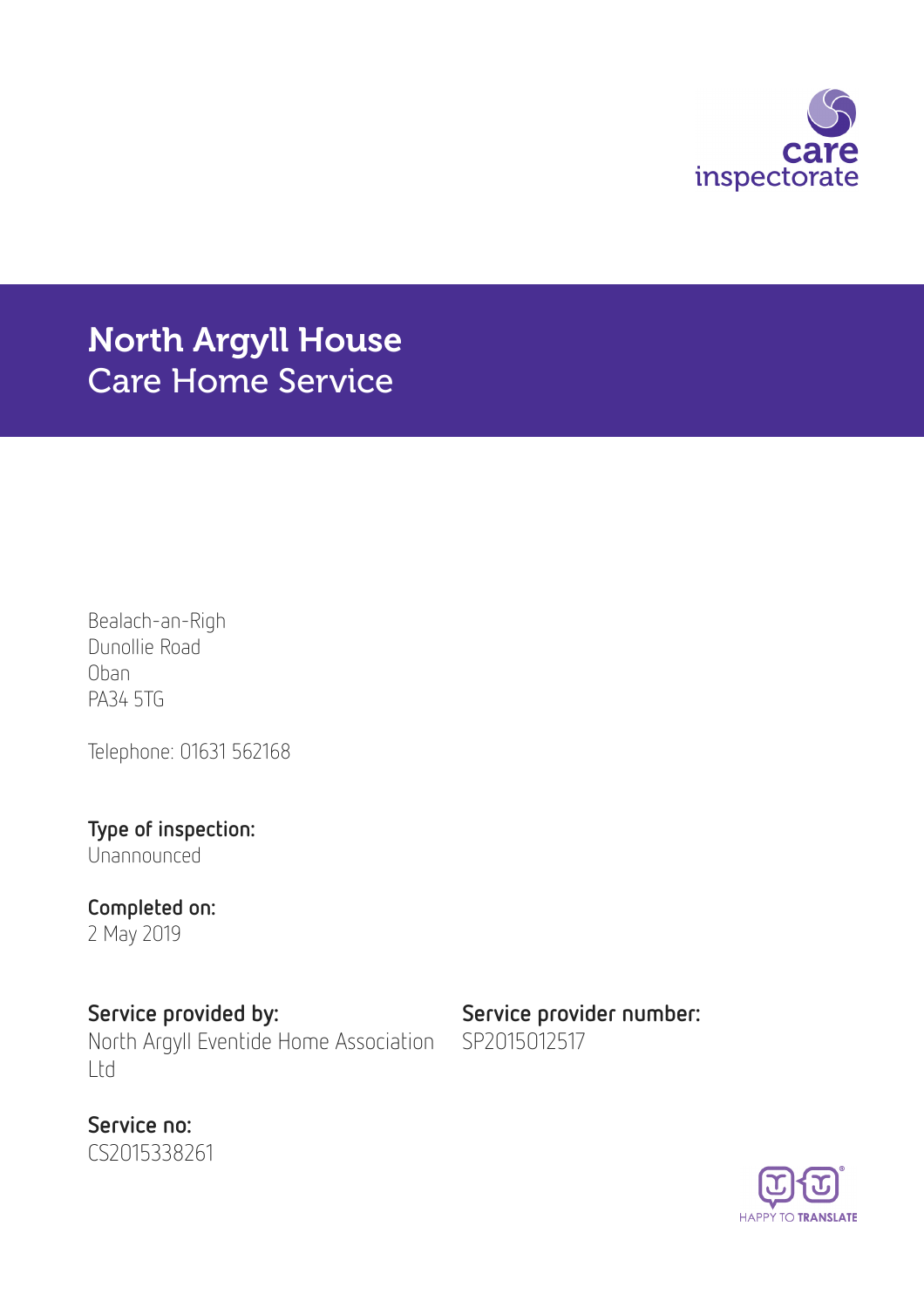# North Argyll House
## Care Home Service

Bealach-an-Righ
Dunollie Road
Oban
PA34 5TG

Telephone: 01631 562168

**Type of inspection:**
Unannounced

**Completed on:**
2 May 2019

**Service provided by:**
North Argyll Eventide Home Association Ltd

**Service provider number:**
SP2015012517

**Service no:**
CS2015338261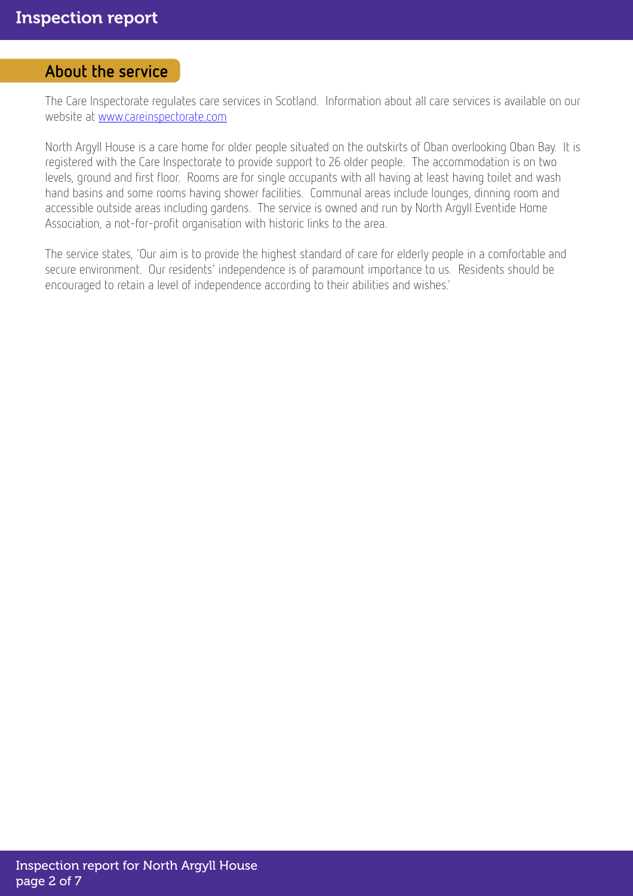## About the service

The Care Inspectorate regulates care services in Scotland. Information about all care services is available on our website at [www.careinspectorate.com](www.careinspectorate.com)

North Argyll House is a care home for older people situated on the outskirts of Oban overlooking Oban Bay. It is registered with the Care Inspectorate to provide support to 26 older people. The accommodation is on two levels, ground and first floor. Rooms are for single occupants with all having at least having toilet and wash hand basins and some rooms having shower facilities. Communal areas include lounges, dinning room and accessible outside areas including gardens. The service is owned and run by North Argyll Eventide Home Association, a not-for-profit organisation with historic links to the area.

The service states, 'Our aim is to provide the highest standard of care for elderly people in a comfortable and secure environment. Our residents' independence is of paramount importance to us. Residents should be encouraged to retain a level of independence according to their abilities and wishes.'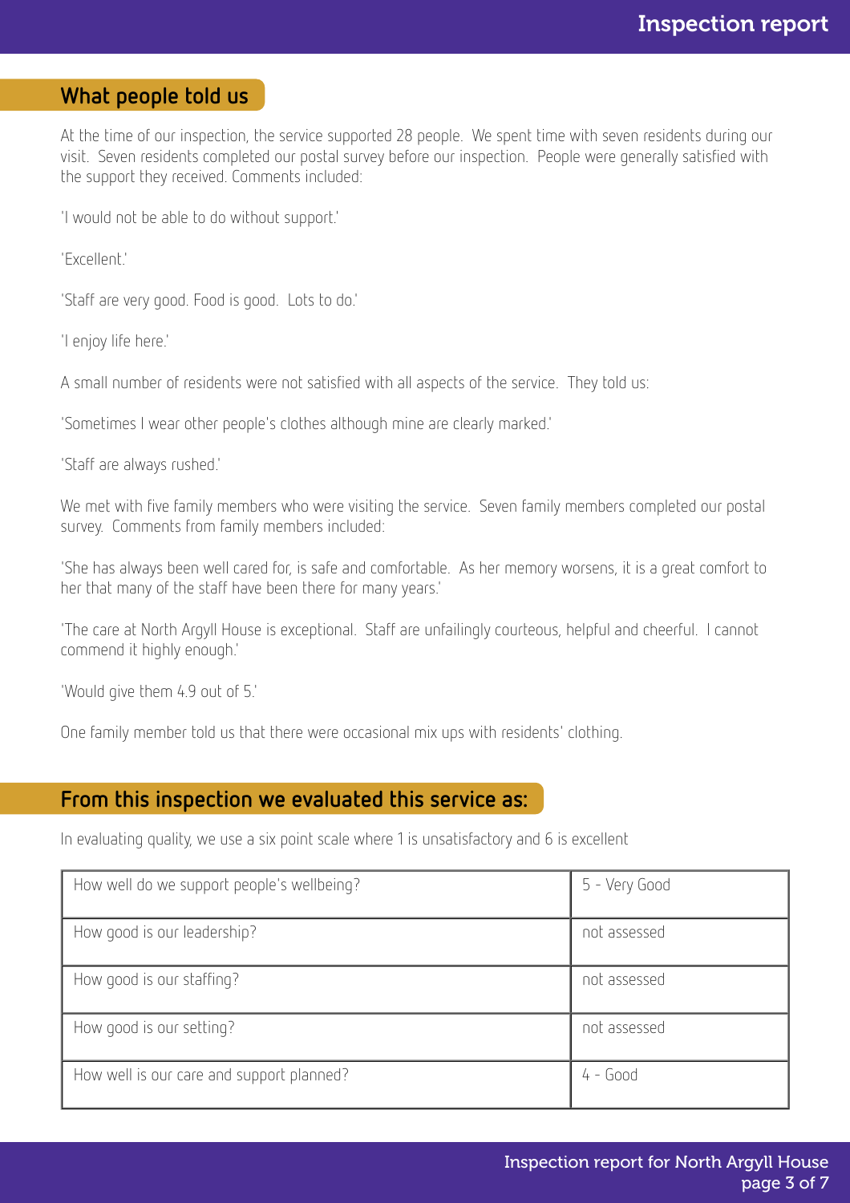## What people told us

At the time of our inspection, the service supported 28 people. We spent time with seven residents during our visit. Seven residents completed our postal survey before our inspection. People were generally satisfied with the support they received. Comments included:

'I would not be able to do without support.'

'Excellent.'

'Staff are very good. Food is good. Lots to do.'

'I enjoy life here.'

A small number of residents were not satisfied with all aspects of the service. They told us:

'Sometimes I wear other people's clothes although mine are clearly marked.'

'Staff are always rushed.'

We met with five family members who were visiting the service. Seven family members completed our postal survey. Comments from family members included:

'She has always been well cared for, is safe and comfortable. As her memory worsens, it is a great comfort to her that many of the staff have been there for many years.'

'The care at North Argyll House is exceptional. Staff are unfailingly courteous, helpful and cheerful. I cannot commend it highly enough.'

'Would give them 4.9 out of 5.'

One family member told us that there were occasional mix ups with residents' clothing.

## From this inspection we evaluated this service as:

In evaluating quality, we use a six point scale where 1 is unsatisfactory and 6 is excellent

| | |
|---|---|
| How well do we support people's wellbeing? | 5 - Very Good |
| How good is our leadership? | not assessed |
| How good is our staffing? | not assessed |
| How good is our setting? | not assessed |
| How well is our care and support planned? | 4 - Good |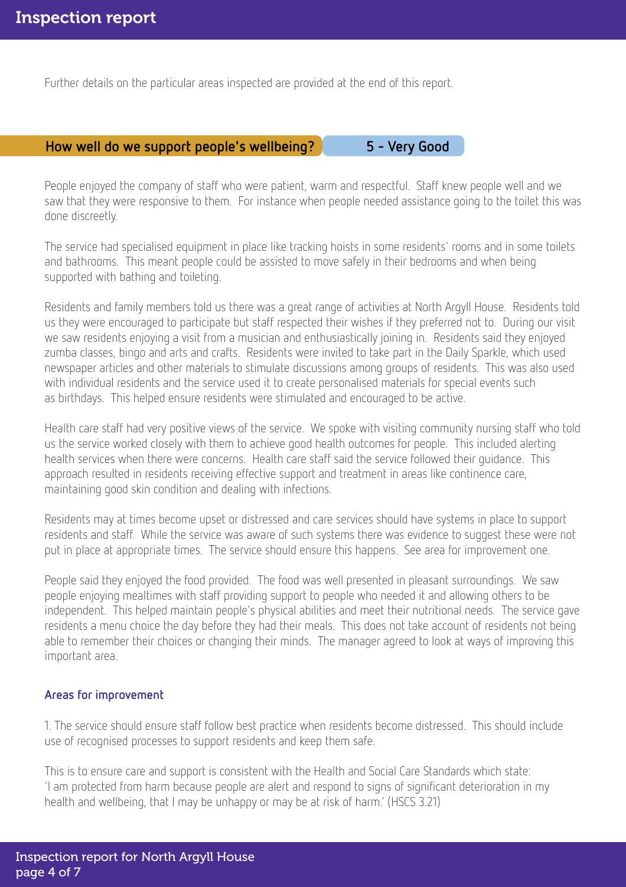Further details on the particular areas inspected are provided at the end of this report.

## How well do we support people's wellbeing? 5 - Very Good

People enjoyed the company of staff who were patient, warm and respectful. Staff knew people well and we saw that they were responsive to them. For instance when people needed assistance going to the toilet this was done discreetly.

The service had specialised equipment in place like tracking hoists in some residents' rooms and in some toilets and bathrooms. This meant people could be assisted to move safely in their bedrooms and when being supported with bathing and toileting.

Residents and family members told us there was a great range of activities at North Argyll House. Residents told us they were encouraged to participate but staff respected their wishes if they preferred not to. During our visit we saw residents enjoying a visit from a musician and enthusiastically joining in. Residents said they enjoyed zumba classes, bingo and arts and crafts. Residents were invited to take part in the Daily Sparkle, which used newspaper articles and other materials to stimulate discussions among groups of residents. This was also used with individual residents and the service used it to create personalised materials for special events such as birthdays. This helped ensure residents were stimulated and encouraged to be active.

Health care staff had very positive views of the service. We spoke with visiting community nursing staff who told us the service worked closely with them to achieve good health outcomes for people. This included alerting health services when there were concerns. Health care staff said the service followed their guidance. This approach resulted in residents receiving effective support and treatment in areas like continence care, maintaining good skin condition and dealing with infections.

Residents may at times become upset or distressed and care services should have systems in place to support residents and staff. While the service was aware of such systems there was evidence to suggest these were not put in place at appropriate times. The service should ensure this happens. See area for improvement one.

People said they enjoyed the food provided. The food was well presented in pleasant surroundings. We saw people enjoying mealtimes with staff providing support to people who needed it and allowing others to be independent. This helped maintain people's physical abilities and meet their nutritional needs. The service gave residents a menu choice the day before they had their meals. This does not take account of residents not being able to remember their choices or changing their minds. The manager agreed to look at ways of improving this important area.

### Areas for improvement

1. The service should ensure staff follow best practice when residents become distressed. This should include use of recognised processes to support residents and keep them safe.

This is to ensure care and support is consistent with the Health and Social Care Standards which state: 'I am protected from harm because people are alert and respond to signs of significant deterioration in my health and wellbeing, that I may be unhappy or may be at risk of harm.' (HSCS 3.21)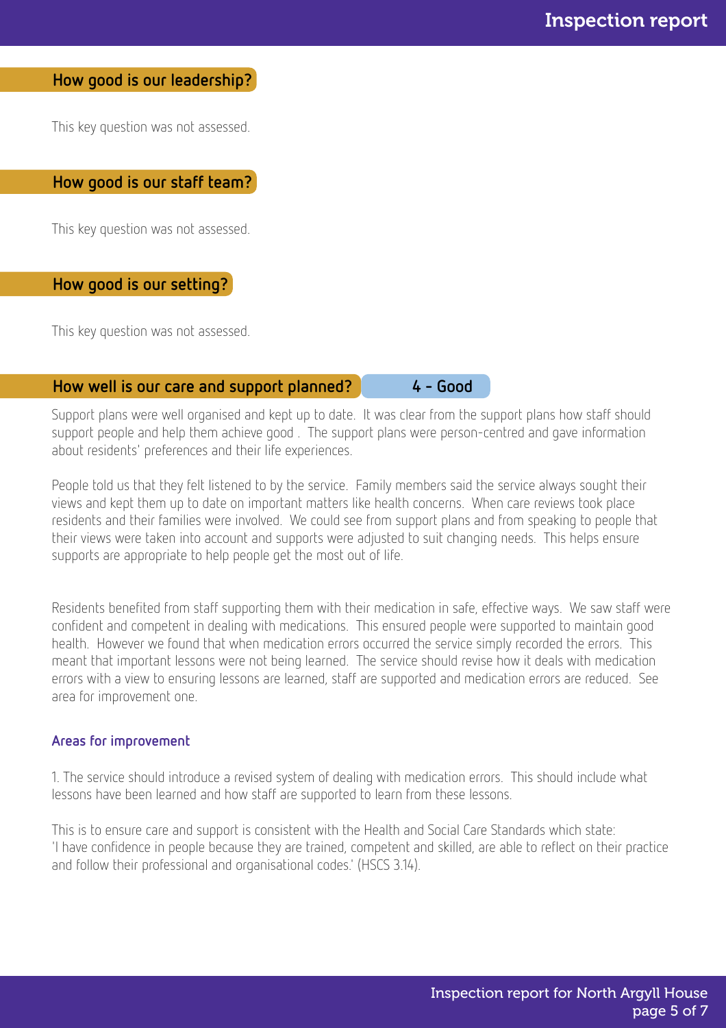## How good is our leadership?

This key question was not assessed.

## How good is our staff team?

This key question was not assessed.

## How good is our setting?

This key question was not assessed.

## How well is our care and support planned? 4 - Good

Support plans were well organised and kept up to date. It was clear from the support plans how staff should support people and help them achieve good . The support plans were person-centred and gave information about residents' preferences and their life experiences.

People told us that they felt listened to by the service. Family members said the service always sought their views and kept them up to date on important matters like health concerns. When care reviews took place residents and their families were involved. We could see from support plans and from speaking to people that their views were taken into account and supports were adjusted to suit changing needs. This helps ensure supports are appropriate to help people get the most out of life.

Residents benefited from staff supporting them with their medication in safe, effective ways. We saw staff were confident and competent in dealing with medications. This ensured people were supported to maintain good health. However we found that when medication errors occurred the service simply recorded the errors. This meant that important lessons were not being learned. The service should revise how it deals with medication errors with a view to ensuring lessons are learned, staff are supported and medication errors are reduced. See area for improvement one.

### Areas for improvement

1. The service should introduce a revised system of dealing with medication errors. This should include what lessons have been learned and how staff are supported to learn from these lessons.

This is to ensure care and support is consistent with the Health and Social Care Standards which state: 'I have confidence in people because they are trained, competent and skilled, are able to reflect on their practice and follow their professional and organisational codes.' (HSCS 3.14).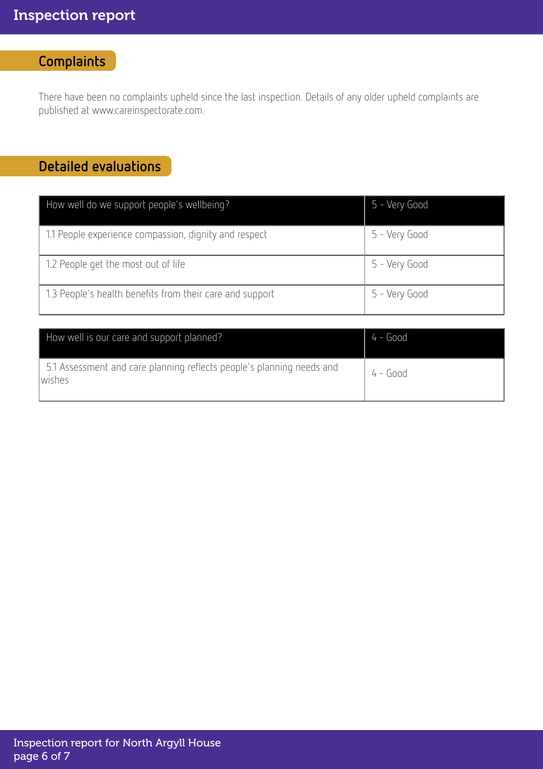## Complaints

There have been no complaints upheld since the last inspection. Details of any older upheld complaints are published at www.careinspectorate.com.

## Detailed evaluations

| How well do we support people's wellbeing? | 5 - Very Good |
| --- | --- |
| 1.1 People experience compassion, dignity and respect | 5 - Very Good |
| 1.2 People get the most out of life | 5 - Very Good |
| 1.3 People's health benefits from their care and support | 5 - Very Good |

| How well is our care and support planned? | 4 - Good |
| --- | --- |
| 5.1 Assessment and care planning reflects people's planning needs and wishes | 4 - Good |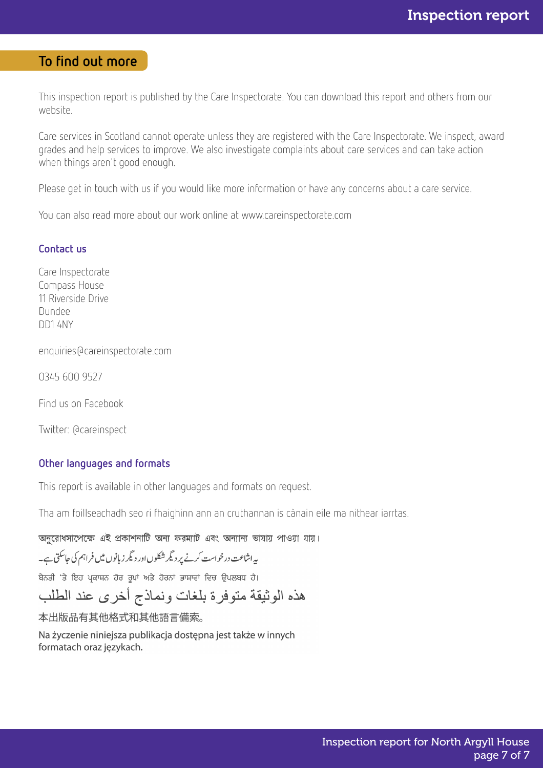## To find out more

This inspection report is published by the Care Inspectorate. You can download this report and others from our website.

Care services in Scotland cannot operate unless they are registered with the Care Inspectorate. We inspect, award grades and help services to improve. We also investigate complaints about care services and can take action when things aren't good enough.

Please get in touch with us if you would like more information or have any concerns about a care service.

You can also read more about our work online at www.careinspectorate.com

### Contact us

Care Inspectorate
Compass House
11 Riverside Drive
Dundee
DD1 4NY

enquiries@careinspectorate.com

0345 600 9527

Find us on Facebook

Twitter: @careinspect

### Other languages and formats

This report is available in other languages and formats on request.

Tha am foillseachadh seo ri fhaighinn ann an cruthannan is cànain eile ma nithear iarrtas.

অনুরোধসাপেক্ষে এই প্রকাশনাটি অন্য ফরম্যাট এবং অন্যান্য ভাষায় পাওয়া যায়।

یہ اشاعت درخواست کرنے پر دیگر شکلوں اور دیگر زبانوں میں فراہم کی جاسکتی ہے۔

ਬੇਨਤੀ 'ਤੇ ਇਹ ਪ੍ਰਕਾਸ਼ਨ ਹੋਰ ਰੂਪਾਂ ਅਤੇ ਹੋਰਨਾਂ ਭਾਸ਼ਾਵਾਂ ਵਿਚ ਉਪਲਬਧ ਹੈ।

هذه الوثيقة متوفرة بلغات ونماذج أخرى عند الطلب

本出版品有其他格式和其他語言備索。

Na życzenie niniejsza publikacja dostępna jest także w innych formatach oraz językach.